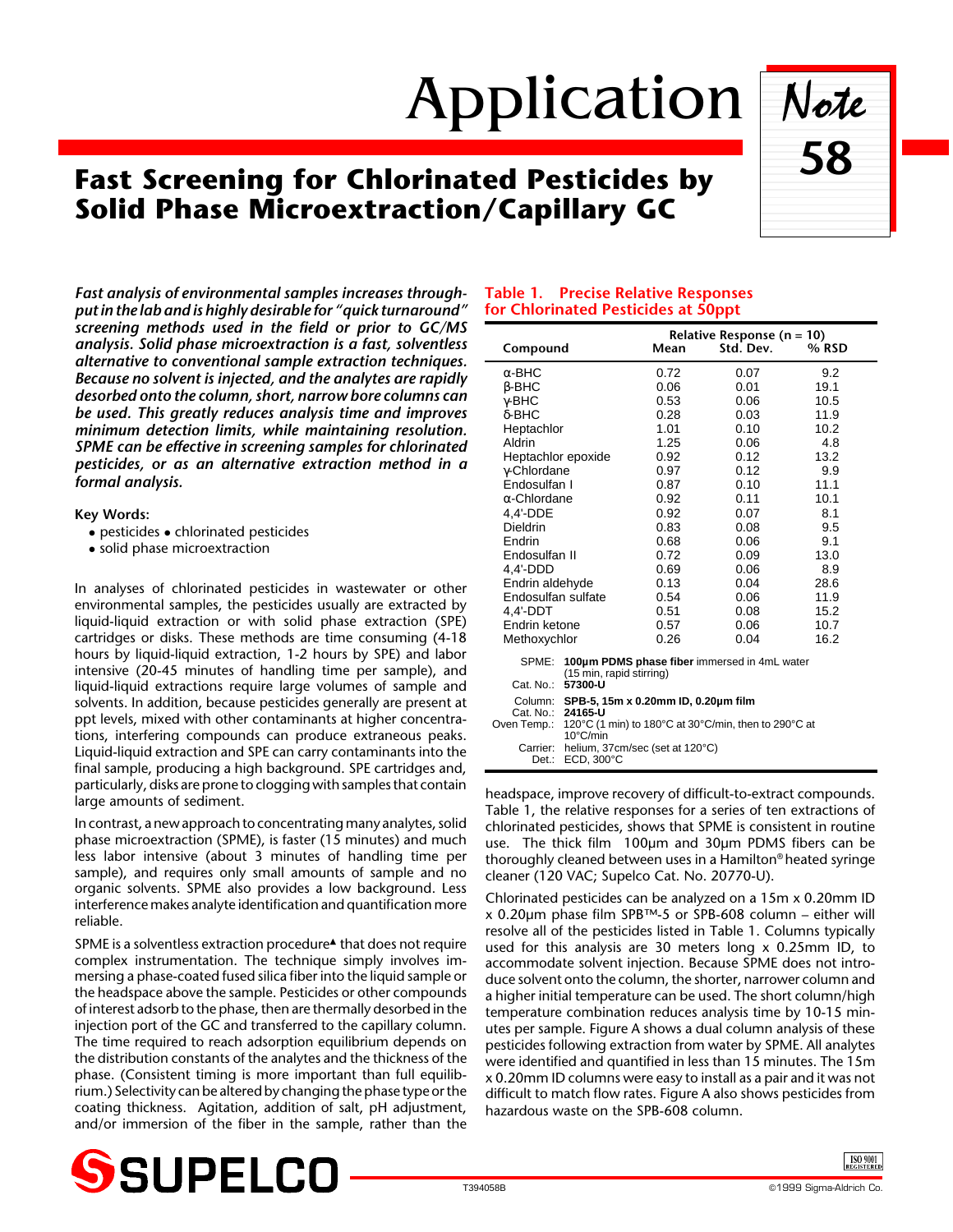# Application Note 58

## Fast Screening for Chlorinated Pesticides by Solid Phase Microextraction/Capillary GC

***Fast analysis of environmental samples increases throughput in the lab and is highly desirable for "quick turnaround" screening methods used in the field or prior to GC/MS analysis. Solid phase microextraction is a fast, solventless alternative to conventional sample extraction techniques. Because no solvent is injected, and the analytes are rapidly desorbed onto the column, short, narrow bore columns can be used. This greatly reduces analysis time and improves minimum detection limits, while maintaining resolution. SPME can be effective in screening samples for chlorinated pesticides, or as an alternative extraction method in a formal analysis.***

**Key Words:**

- pesticides • chlorinated pesticides
- solid phase microextraction

In analyses of chlorinated pesticides in wastewater or other environmental samples, the pesticides usually are extracted by liquid-liquid extraction or with solid phase extraction (SPE) cartridges or disks. These methods are time consuming (4-18 hours by liquid-liquid extraction, 1-2 hours by SPE) and labor intensive (20-45 minutes of handling time per sample), and liquid-liquid extractions require large volumes of sample and solvents. In addition, because pesticides generally are present at ppt levels, mixed with other contaminants at higher concentrations, interfering compounds can produce extraneous peaks. Liquid-liquid extraction and SPE can carry contaminants into the final sample, producing a high background. SPE cartridges and, particularly, disks are prone to clogging with samples that contain large amounts of sediment.

In contrast, a new approach to concentrating many analytes, solid phase microextraction (SPME), is faster (15 minutes) and much less labor intensive (about 3 minutes of handling time per sample), and requires only small amounts of sample and no organic solvents. SPME also provides a low background. Less interference makes analyte identification and quantification more reliable.

SPME is a solventless extraction procedure▲ that does not require complex instrumentation. The technique simply involves immersing a phase-coated fused silica fiber into the liquid sample or the headspace above the sample. Pesticides or other compounds of interest adsorb to the phase, then are thermally desorbed in the injection port of the GC and transferred to the capillary column. The time required to reach adsorption equilibrium depends on the distribution constants of the analytes and the thickness of the phase. (Consistent timing is more important than full equilibrium.) Selectivity can be altered by changing the phase type or the coating thickness. Agitation, addition of salt, pH adjustment, and/or immersion of the fiber in the sample, rather than the headspace, improve recovery of difficult-to-extract compounds. Table 1, the relative responses for a series of ten extractions of chlorinated pesticides, shows that SPME is consistent in routine use. The thick film 100µm and 30µm PDMS fibers can be thoroughly cleaned between uses in a Hamilton® heated syringe cleaner (120 VAC; Supelco Cat. No. 20770-U).

Chlorinated pesticides can be analyzed on a 15m x 0.20mm ID x 0.20µm phase film SPB™-5 or SPB-608 column – either will resolve all of the pesticides listed in Table 1. Columns typically used for this analysis are 30 meters long x 0.25mm ID, to accommodate solvent injection. Because SPME does not introduce solvent onto the column, the shorter, narrower column and a higher initial temperature can be used. The short column/high temperature combination reduces analysis time by 10-15 minutes per sample. Figure A shows a dual column analysis of these pesticides following extraction from water by SPME. All analytes were identified and quantified in less than 15 minutes. The 15m x 0.20mm ID columns were easy to install as a pair and it was not difficult to match flow rates. Figure A also shows pesticides from hazardous waste on the SPB-608 column.

### Table 1. Precise Relative Responses for Chlorinated Pesticides at 50ppt

| Compound | Relative Response (n = 10) Mean | Std. Dev. | % RSD |
|---|---|---|---|
| α-BHC | 0.72 | 0.07 | 9.2 |
| β-BHC | 0.06 | 0.01 | 19.1 |
| γ-BHC | 0.53 | 0.06 | 10.5 |
| δ-BHC | 0.28 | 0.03 | 11.9 |
| Heptachlor | 1.01 | 0.10 | 10.2 |
| Aldrin | 1.25 | 0.06 | 4.8 |
| Heptachlor epoxide | 0.92 | 0.12 | 13.2 |
| γ-Chlordane | 0.97 | 0.12 | 9.9 |
| Endosulfan I | 0.87 | 0.10 | 11.1 |
| α-Chlordane | 0.92 | 0.11 | 10.1 |
| 4,4'-DDE | 0.92 | 0.07 | 8.1 |
| Dieldrin | 0.83 | 0.08 | 9.5 |
| Endrin | 0.68 | 0.06 | 9.1 |
| Endosulfan II | 0.72 | 0.09 | 13.0 |
| 4,4'-DDD | 0.69 | 0.06 | 8.9 |
| Endrin aldehyde | 0.13 | 0.04 | 28.6 |
| Endosulfan sulfate | 0.54 | 0.06 | 11.9 |
| 4,4'-DDT | 0.51 | 0.08 | 15.2 |
| Endrin ketone | 0.57 | 0.06 | 10.7 |
| Methoxychlor | 0.26 | 0.04 | 16.2 |

SPME: **100µm PDMS phase fiber** immersed in 4mL water (15 min, rapid stirring)
Cat. No.: **57300-U**
Column: **SPB-5, 15m x 0.20mm ID, 0.20µm film**
Cat. No.: **24165-U**
Oven Temp.: 120°C (1 min) to 180°C at 30°C/min, then to 290°C at 10°C/min
Carrier: helium, 37cm/sec (set at 120°C)
Det.: ECD, 300°C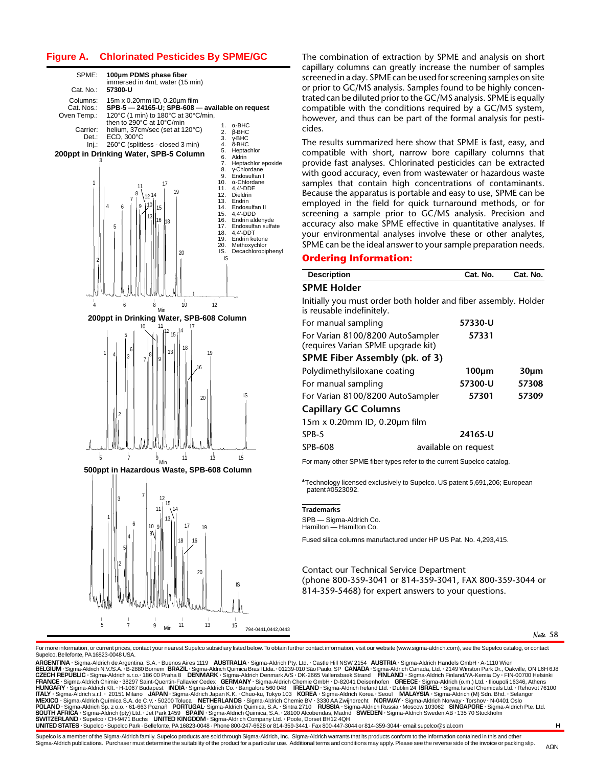## Figure A. Chlorinated Pesticides By SPME/GC

SPME: **100µm PDMS phase fiber** immersed in 4mL water (15 min)
Cat. No.: **57300-U**
Columns: 15m x 0.20mm ID, 0.20µm film
Cat. Nos.: **SPB-5 — 24165-U; SPB-608 — available on request**
Oven Temp.: 120°C (1 min) to 180°C at 30°C/min, then to 290°C at 10°C/min
Carrier: helium, 37cm/sec (set at 120°C)
Det.: ECD, 300°C
Inj.: 260°C (splitless - closed 3 min)

1. α-BHC
2. β-BHC
3. γ-BHC
4. δ-BHC
5. Heptachlor
6. Aldrin
7. Heptachlor epoxide
8. γ-Chlordane
9. Endosulfan I
10. α-Chlordane
11. 4,4'-DDE
12. Dieldrin
13. Endrin
14. Endosulfan II
15. 4,4'-DDD
16. Endrin aldehyde
17. Endosulfan sulfate
18. 4,4'-DDT
19. Endrin ketone
20. Methoxychlor

IS. Decachlorobiphenyl

**200ppt in Drinking Water, SPB-5 Column**

Min

**200ppt in Drinking Water, SPB-608 Column**

Min

**500ppt in Hazardous Waste, SPB-608 Column**

Min

794-0441,0442,0443

The combination of extraction by SPME and analysis on short capillary columns can greatly increase the number of samples screened in a day. SPME can be used for screening samples on site or prior to GC/MS analysis. Samples found to be highly concentrated can be diluted prior to the GC/MS analysis. SPME is equally compatible with the conditions required by a GC/MS system, however, and thus can be part of the formal analysis for pesticides.

The results summarized here show that SPME is fast, easy, and compatible with short, narrow bore capillary columns that provide fast analyses. Chlorinated pesticides can be extracted with good accuracy, even from wastewater or hazardous waste samples that contain high concentrations of contaminants. Because the apparatus is portable and easy to use, SPME can be employed in the field for quick turnaround methods, or for screening a sample prior to GC/MS analysis. Precision and accuracy also make SPME effective in quantitative analyses. If your environmental analyses involve these or other analytes, SPME can be the ideal answer to your sample preparation needs.

## Ordering Information:

| Description | Cat. No. | Cat. No. |
|---|---|---|
| **SPME Holder** | | |
| Initially you must order both holder and fiber assembly. Holder is reusable indefinitely. | | |
| For manual sampling | **57330-U** | |
| For Varian 8100/8200 AutoSampler (requires Varian SPME upgrade kit) | **57331** | |
| **SPME Fiber Assembly (pk. of 3)** | | |
| Polydimethylsiloxane coating | **100µm** | **30µm** |
| For manual sampling | **57300-U** | **57308** |
| For Varian 8100/8200 AutoSampler | **57301** | **57309** |
| **Capillary GC Columns** | | |
| 15m x 0.20mm ID, 0.20µm film | | |
| SPB-5 | **24165-U** | |
| SPB-608 | available on request | |

For many other SPME fiber types refer to the current Supelco catalog.

♣Technology licensed exclusively to Supelco. US patent 5,691,206; European patent #0523092.

**Trademarks**

SPB — Sigma-Aldrich Co.
Hamilton — Hamilton Co.

Fused silica columns manufactured under HP US Pat. No. 4,293,415.

Contact our Technical Service Department (phone 800-359-3041 or 814-359-3041, FAX 800-359-3044 or 814-359-5468) for expert answers to your questions.

For more information, or current prices, contact your nearest Supelco subsidiary listed below. To obtain further contact information, visit our website (www.sigma-aldrich.com), see the Supelco catalog, or contact Supelco, Bellefonte, PA 16823-0048 USA.

**ARGENTINA** · Sigma-Aldrich de Argentina, S.A. · Buenos Aires 1119 **AUSTRALIA** · Sigma-Aldrich Pty. Ltd. · Castle Hill NSW 2154 **AUSTRIA** · Sigma-Aldrich Handels GmbH · A-1110 Wien
**BELGIUM** · Sigma-Aldrich N.V./S.A. · B-2880 Bornem **BRAZIL** · Sigma-Aldrich Quimica Brasil Ltda. · 01239-010 São Paulo, SP **CANADA** · Sigma-Aldrich Canada, Ltd. · 2149 Winston Park Dr., Oakville, ON L6H 6J8
**CZECH REPUBLIC** · Sigma-Aldrich s.r.o.· 186 00 Praha 8 **DENMARK** · Sigma-Aldrich Denmark A/S · DK-2665 Vallensbaek Strand **FINLAND** · Sigma-Aldrich Finland/YA-Kemia Oy · FIN-00700 Helsinki
**FRANCE** · Sigma-Aldrich Chimie · 38297 Saint-Quentin-Fallavier Cedex **GERMANY** · Sigma-Aldrich Chemie GmbH · D-82041 Deisenhofen **GREECE** · Sigma-Aldrich (o.m.) Ltd. · Ilioupoli 16346, Athens
**HUNGARY** · Sigma-Aldrich Kft. · H-1067 Budapest **INDIA** · Sigma-Aldrich Co. · Bangalore 560 048 **IRELAND** · Sigma-Aldrich Ireland Ltd. · Dublin 24 **ISRAEL** · Sigma Israel Chemicals Ltd. · Rehovot 76100
**ITALY** · Sigma-Aldrich s.r.l. · 20151 Milano **JAPAN** · Sigma-Aldrich Japan K.K. · Chuo-ku, Tokyo 103 **KOREA** · Sigma-Aldrich Korea · Seoul **MALAYSIA** · Sigma-Aldrich (M) Sdn. Bhd. · Selangor
**MEXICO** · Sigma-Aldrich Química S.A. de C.V. · 50200 Toluca **NETHERLANDS** · Sigma-Aldrich Chemie BV · 3330 AA Zwijndrecht **NORWAY** · Sigma-Aldrich Norway · Torshov · N-0401 Oslo
**POLAND** · Sigma-Aldrich Sp. z o.o. · 61-663 Poznañ **PORTUGAL**· Sigma-Aldrich Quimica, S.A. · Sintra 2710 **RUSSIA** · Sigma-Aldrich Russia · Moscow 103062 **SINGAPORE** · Sigma-Aldrich Pte. Ltd.
**SOUTH AFRICA** · Sigma-Aldrich (pty) Ltd. · Jet Park 1459 **SPAIN** · Sigma-Aldrich Quimica, S.A. · 28100 Alcobendas, Madrid **SWEDEN** · Sigma-Aldrich Sweden AB · 135 70 Stockholm
**SWITZERLAND** · Supelco · CH-9471 Buchs **UNITED KINGDOM** · Sigma-Aldrich Company Ltd. · Poole, Dorset BH12 4QH
**UNITED STATES** · Supelco · Supelco Park · Bellefonte, PA 16823-0048 · Phone 800-247-6628 or 814-359-3441 · Fax 800-447-3044 or 814-359-3044 · email:supelco@sial.com

Supelco is a member of the Sigma-Aldrich family. Supelco products are sold through Sigma-Aldrich, Inc. Sigma-Aldrich warrants that its products conform to the information contained in this and other Sigma-Aldrich publications. Purchaser must determine the suitability of the product for a particular use. Additional terms and conditions may apply. Please see the reverse side of the invoice or packing slip.